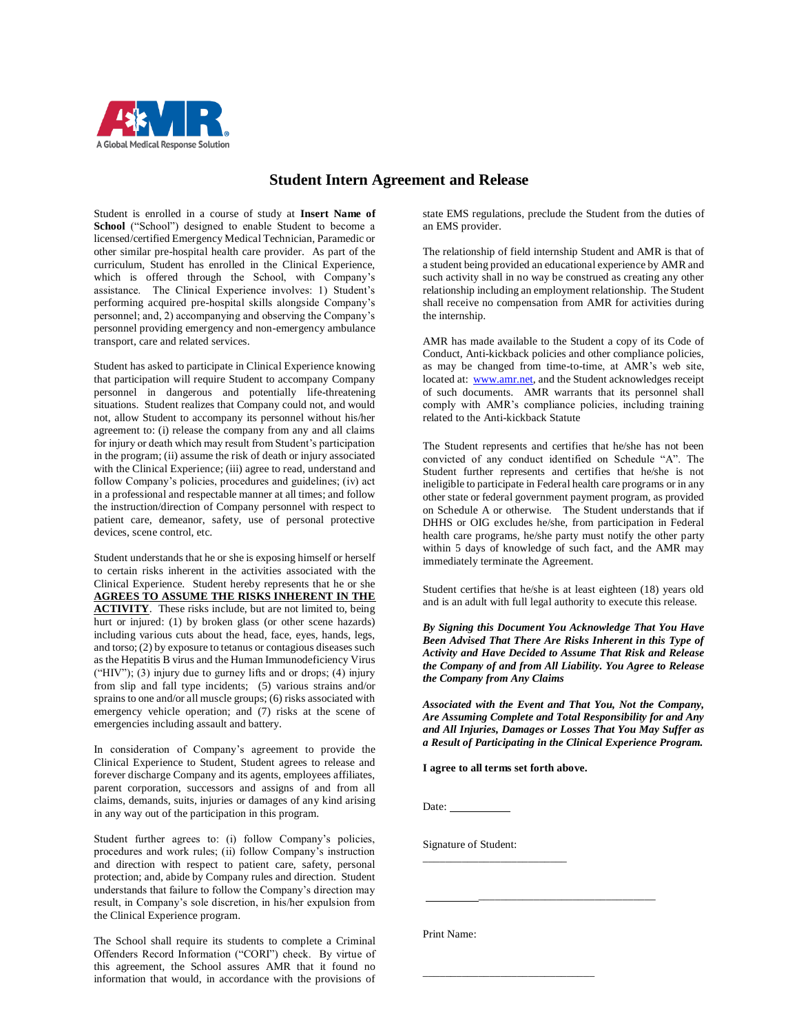A Global Medical Response Solution

# Student Intern Agreement and Release

Student is enrolled in a course of study at **Insert Name of School** ("School") designed to enable Student to become a licensed/certified Emergency Medical Technician, Paramedic or other similar pre-hospital health care provider. As part of the curriculum, Student has enrolled in the Clinical Experience, which is offered through the School, with Company's assistance. The Clinical Experience involves: 1) Student's performing acquired pre-hospital skills alongside Company's personnel; and, 2) accompanying and observing the Company's personnel providing emergency and non-emergency ambulance transport, care and related services.

Student has asked to participate in Clinical Experience knowing that participation will require Student to accompany Company personnel in dangerous and potentially life-threatening situations. Student realizes that Company could not, and would not, allow Student to accompany its personnel without his/her agreement to: (i) release the company from any and all claims for injury or death which may result from Student's participation in the program; (ii) assume the risk of death or injury associated with the Clinical Experience; (iii) agree to read, understand and follow Company's policies, procedures and guidelines; (iv) act in a professional and respectable manner at all times; and follow the instruction/direction of Company personnel with respect to patient care, demeanor, safety, use of personal protective devices, scene control, etc.

Student understands that he or she is exposing himself or herself to certain risks inherent in the activities associated with the Clinical Experience. Student hereby represents that he or she **AGREES TO ASSUME THE RISKS INHERENT IN THE ACTIVITY**. These risks include, but are not limited to, being hurt or injured: (1) by broken glass (or other scene hazards) including various cuts about the head, face, eyes, hands, legs, and torso; (2) by exposure to tetanus or contagious diseases such as the Hepatitis B virus and the Human Immunodeficiency Virus ("HIV"); (3) injury due to gurney lifts and or drops; (4) injury from slip and fall type incidents; (5) various strains and/or sprains to one and/or all muscle groups; (6) risks associated with emergency vehicle operation; and (7) risks at the scene of emergencies including assault and battery.

In consideration of Company's agreement to provide the Clinical Experience to Student, Student agrees to release and forever discharge Company and its agents, employees affiliates, parent corporation, successors and assigns of and from all claims, demands, suits, injuries or damages of any kind arising in any way out of the participation in this program.

Student further agrees to: (i) follow Company's policies, procedures and work rules; (ii) follow Company's instruction and direction with respect to patient care, safety, personal protection; and, abide by Company rules and direction. Student understands that failure to follow the Company's direction may result, in Company's sole discretion, in his/her expulsion from the Clinical Experience program.

The School shall require its students to complete a Criminal Offenders Record Information ("CORI") check. By virtue of this agreement, the School assures AMR that it found no information that would, in accordance with the provisions of state EMS regulations, preclude the Student from the duties of an EMS provider.

The relationship of field internship Student and AMR is that of a student being provided an educational experience by AMR and such activity shall in no way be construed as creating any other relationship including an employment relationship. The Student shall receive no compensation from AMR for activities during the internship.

AMR has made available to the Student a copy of its Code of Conduct, Anti-kickback policies and other compliance policies, as may be changed from time-to-time, at AMR's web site, located at: www.amr.net, and the Student acknowledges receipt of such documents. AMR warrants that its personnel shall comply with AMR's compliance policies, including training related to the Anti-kickback Statute

The Student represents and certifies that he/she has not been convicted of any conduct identified on Schedule "A". The Student further represents and certifies that he/she is not ineligible to participate in Federal health care programs or in any other state or federal government payment program, as provided on Schedule A or otherwise. The Student understands that if DHHS or OIG excludes he/she, from participation in Federal health care programs, he/she party must notify the other party within 5 days of knowledge of such fact, and the AMR may immediately terminate the Agreement.

Student certifies that he/she is at least eighteen (18) years old and is an adult with full legal authority to execute this release.

***By Signing this Document You Acknowledge That You Have Been Advised That There Are Risks Inherent in this Type of Activity and Have Decided to Assume That Risk and Release the Company of and from All Liability. You Agree to Release the Company from Any Claims***

***Associated with the Event and That You, Not the Company, Are Assuming Complete and Total Responsibility for and Any and All Injuries, Damages or Losses That You May Suffer as a Result of Participating in the Clinical Experience Program.***

**I agree to all terms set forth above.**

Date: __________

Signature of Student:

__________________________

__________________________________________

Print Name:

______________________________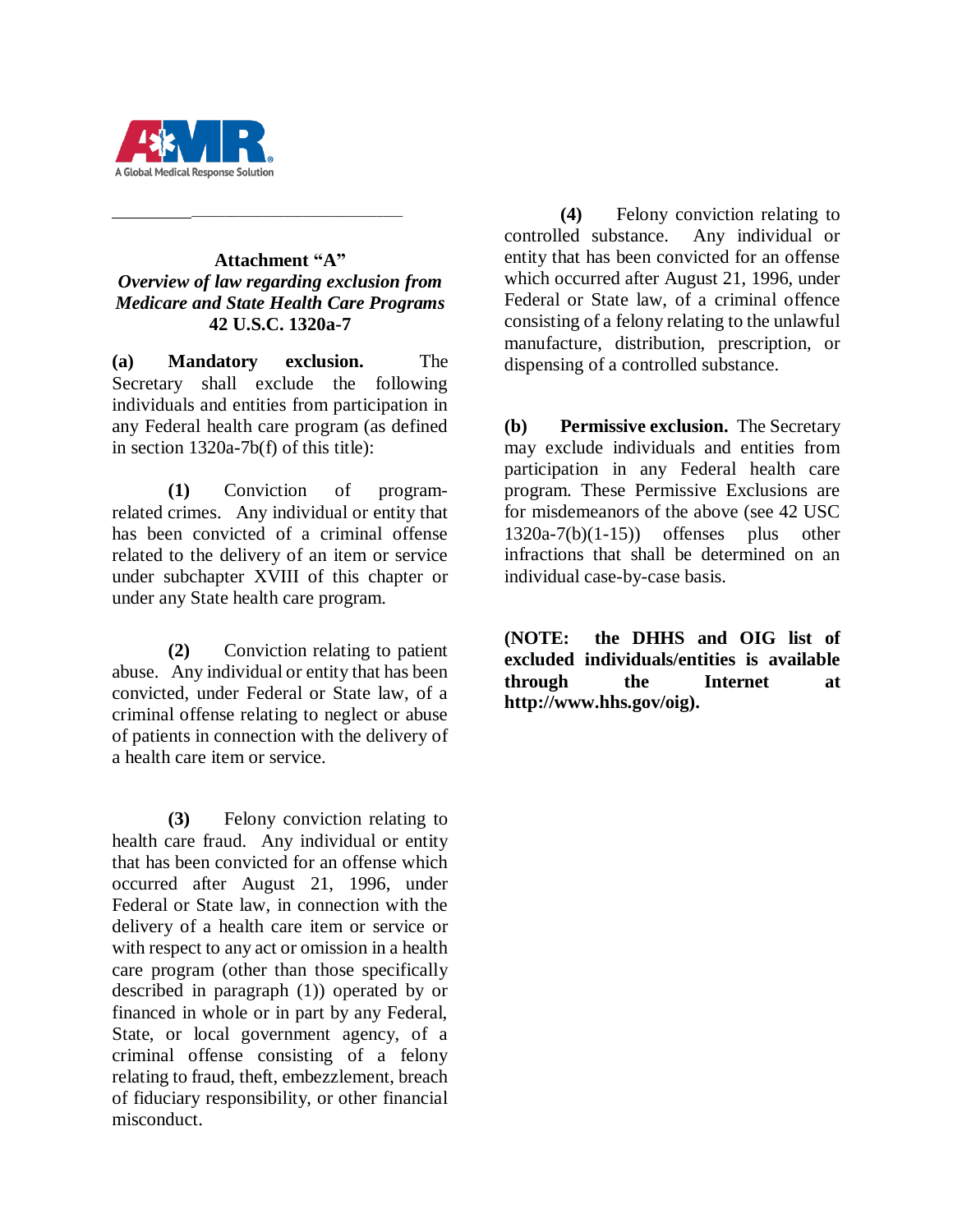**Attachment "A"**
***Overview of law regarding exclusion from Medicare and State Health Care Programs***
**42 U.S.C. 1320a-7**

**(a) Mandatory exclusion.** The Secretary shall exclude the following individuals and entities from participation in any Federal health care program (as defined in section 1320a-7b(f) of this title):

**(1)** Conviction of program-related crimes. Any individual or entity that has been convicted of a criminal offense related to the delivery of an item or service under subchapter XVIII of this chapter or under any State health care program.

**(2)** Conviction relating to patient abuse. Any individual or entity that has been convicted, under Federal or State law, of a criminal offense relating to neglect or abuse of patients in connection with the delivery of a health care item or service.

**(3)** Felony conviction relating to health care fraud. Any individual or entity that has been convicted for an offense which occurred after August 21, 1996, under Federal or State law, in connection with the delivery of a health care item or service or with respect to any act or omission in a health care program (other than those specifically described in paragraph (1)) operated by or financed in whole or in part by any Federal, State, or local government agency, of a criminal offense consisting of a felony relating to fraud, theft, embezzlement, breach of fiduciary responsibility, or other financial misconduct.

**(4)** Felony conviction relating to controlled substance. Any individual or entity that has been convicted for an offense which occurred after August 21, 1996, under Federal or State law, of a criminal offence consisting of a felony relating to the unlawful manufacture, distribution, prescription, or dispensing of a controlled substance.

**(b) Permissive exclusion.** The Secretary may exclude individuals and entities from participation in any Federal health care program. These Permissive Exclusions are for misdemeanors of the above (see 42 USC 1320a-7(b)(1-15)) offenses plus other infractions that shall be determined on an individual case-by-case basis.

**(NOTE: the DHHS and OIG list of excluded individuals/entities is available through the Internet at http://www.hhs.gov/oig).**